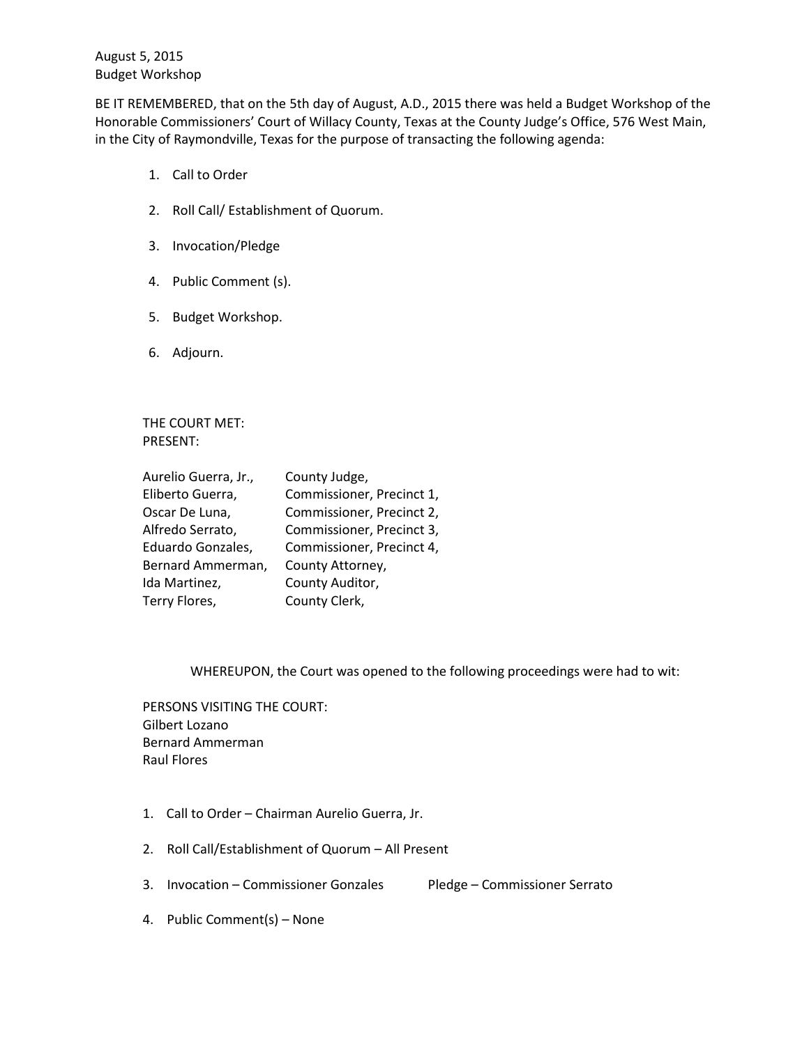August 5, 2015
Budget Workshop

BE IT REMEMBERED, that on the 5th day of August, A.D., 2015 there was held a Budget Workshop of the Honorable Commissioners' Court of Willacy County, Texas at the County Judge's Office, 576 West Main, in the City of Raymondville, Texas for the purpose of transacting the following agenda:

1. Call to Order
2. Roll Call/ Establishment of Quorum.
3. Invocation/Pledge
4. Public Comment (s).
5. Budget Workshop.
6. Adjourn.

THE COURT MET:
PRESENT:

| | |
|---|---|
| Aurelio Guerra, Jr., | County Judge, |
| Eliberto Guerra, | Commissioner, Precinct 1, |
| Oscar De Luna, | Commissioner, Precinct 2, |
| Alfredo Serrato, | Commissioner, Precinct 3, |
| Eduardo Gonzales, | Commissioner, Precinct 4, |
| Bernard Ammerman, | County Attorney, |
| Ida Martinez, | County Auditor, |
| Terry Flores, | County Clerk, |

WHEREUPON, the Court was opened to the following proceedings were had to wit:

PERSONS VISITING THE COURT:
Gilbert Lozano
Bernard Ammerman
Raul Flores

1. Call to Order – Chairman Aurelio Guerra, Jr.
2. Roll Call/Establishment of Quorum – All Present
3. Invocation – Commissioner Gonzales Pledge – Commissioner Serrato
4. Public Comment(s) – None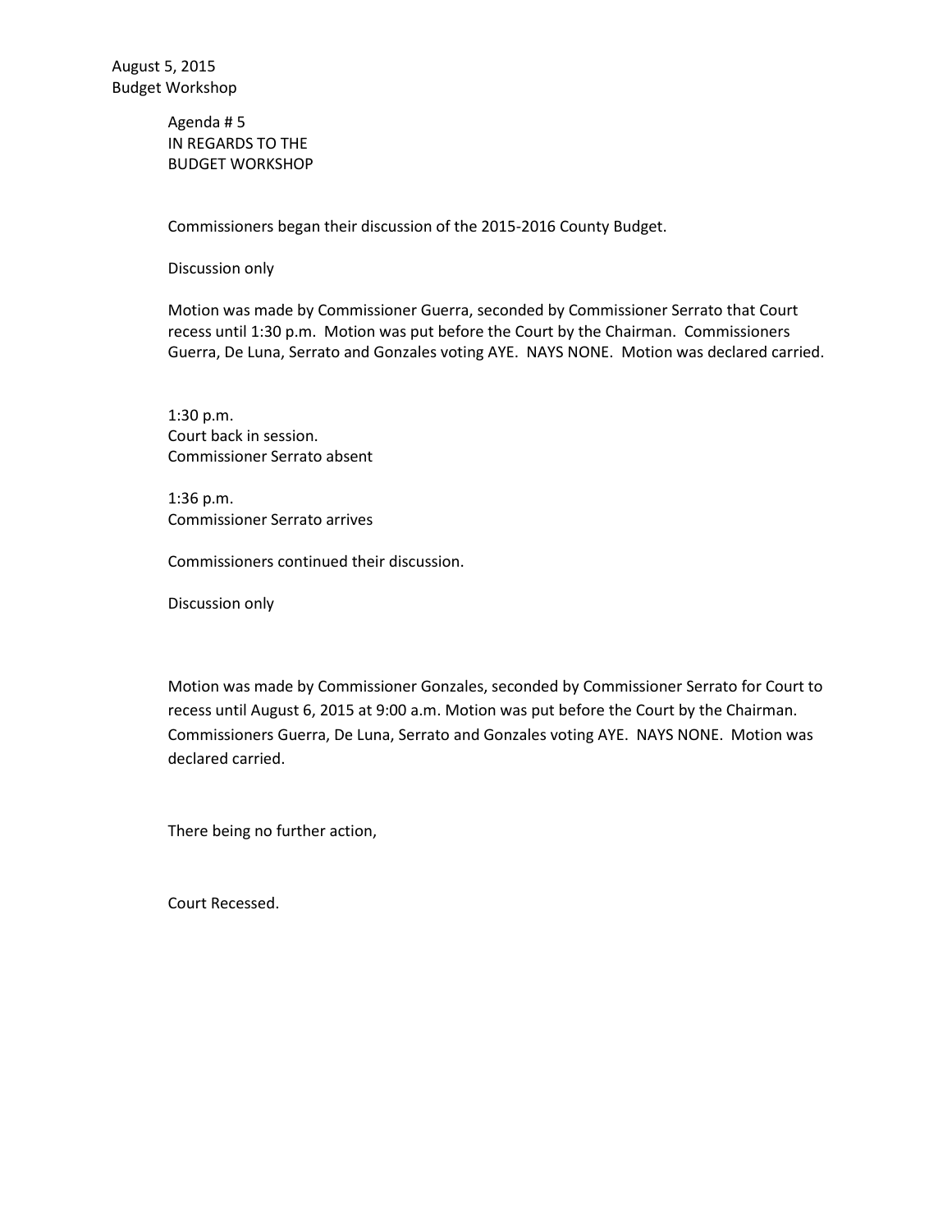August 5, 2015
Budget Workshop

Agenda # 5
IN REGARDS TO THE
BUDGET WORKSHOP

Commissioners began their discussion of the 2015-2016 County Budget.

Discussion only

Motion was made by Commissioner Guerra, seconded by Commissioner Serrato that Court recess until 1:30 p.m. Motion was put before the Court by the Chairman. Commissioners Guerra, De Luna, Serrato and Gonzales voting AYE. NAYS NONE. Motion was declared carried.

1:30 p.m.
Court back in session.
Commissioner Serrato absent

1:36 p.m.
Commissioner Serrato arrives

Commissioners continued their discussion.

Discussion only

Motion was made by Commissioner Gonzales, seconded by Commissioner Serrato for Court to recess until August 6, 2015 at 9:00 a.m. Motion was put before the Court by the Chairman. Commissioners Guerra, De Luna, Serrato and Gonzales voting AYE. NAYS NONE. Motion was declared carried.

There being no further action,

Court Recessed.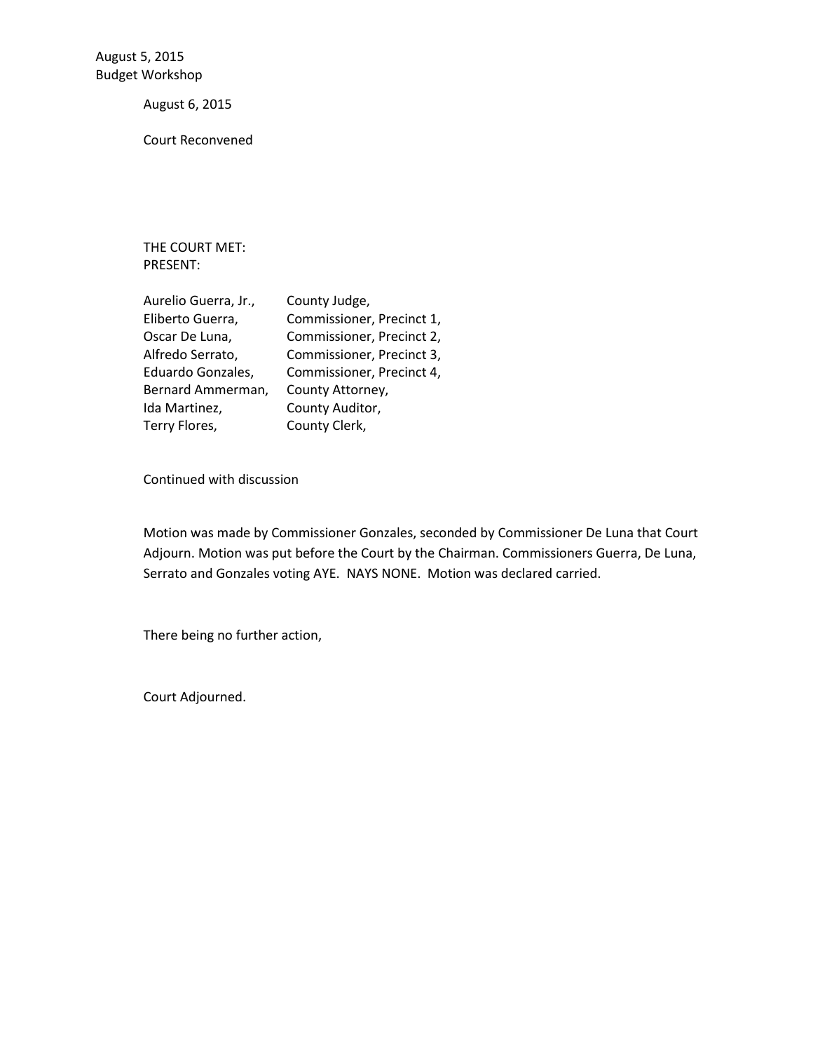August 5, 2015
Budget Workshop

August 6, 2015

Court Reconvened

THE COURT MET:
PRESENT:

| | |
|---|---|
| Aurelio Guerra, Jr., | County Judge, |
| Eliberto Guerra, | Commissioner, Precinct 1, |
| Oscar De Luna, | Commissioner, Precinct 2, |
| Alfredo Serrato, | Commissioner, Precinct 3, |
| Eduardo Gonzales, | Commissioner, Precinct 4, |
| Bernard Ammerman, | County Attorney, |
| Ida Martinez, | County Auditor, |
| Terry Flores, | County Clerk, |

Continued with discussion

Motion was made by Commissioner Gonzales, seconded by Commissioner De Luna that Court Adjourn. Motion was put before the Court by the Chairman. Commissioners Guerra, De Luna, Serrato and Gonzales voting AYE. NAYS NONE. Motion was declared carried.

There being no further action,

Court Adjourned.